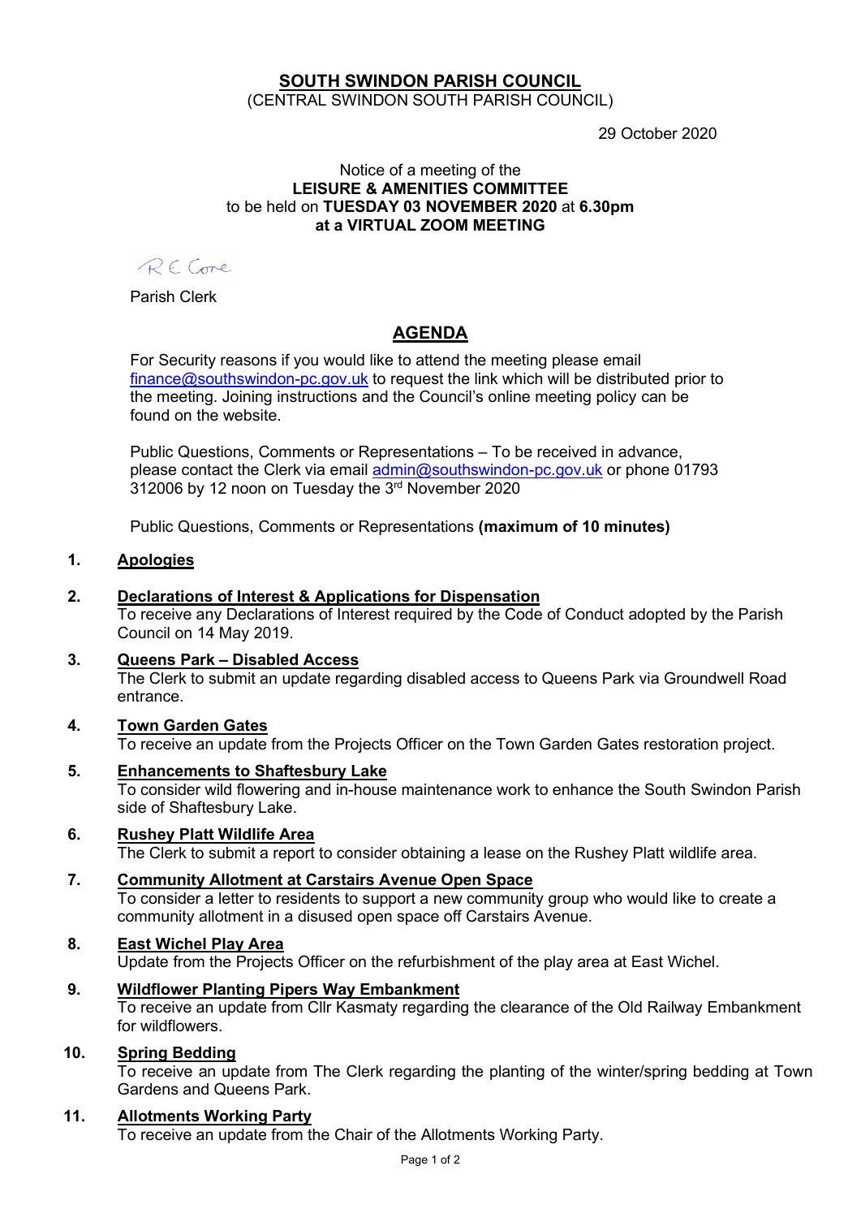# SOUTH SWINDON PARISH COUNCIL

(CENTRAL SWINDON SOUTH PARISH COUNCIL)

29 October 2020

Notice of a meeting of the
**LEISURE & AMENITIES COMMITTEE**
to be held on **TUESDAY 03 NOVEMBER 2020** at **6.30pm**
**at a VIRTUAL ZOOM MEETING**

R E Cone

Parish Clerk

## AGENDA

For Security reasons if you would like to attend the meeting please email finance@southswindon-pc.gov.uk to request the link which will be distributed prior to the meeting. Joining instructions and the Council's online meeting policy can be found on the website.

Public Questions, Comments or Representations – To be received in advance, please contact the Clerk via email admin@southswindon-pc.gov.uk or phone 01793 312006 by 12 noon on Tuesday the 3rd November 2020

Public Questions, Comments or Representations **(maximum of 10 minutes)**

1. **Apologies**

2. **Declarations of Interest & Applications for Dispensation**
   To receive any Declarations of Interest required by the Code of Conduct adopted by the Parish Council on 14 May 2019.

3. **Queens Park – Disabled Access**
   The Clerk to submit an update regarding disabled access to Queens Park via Groundwell Road entrance.

4. **Town Garden Gates**
   To receive an update from the Projects Officer on the Town Garden Gates restoration project.

5. **Enhancements to Shaftesbury Lake**
   To consider wild flowering and in-house maintenance work to enhance the South Swindon Parish side of Shaftesbury Lake.

6. **Rushey Platt Wildlife Area**
   The Clerk to submit a report to consider obtaining a lease on the Rushey Platt wildlife area.

7. **Community Allotment at Carstairs Avenue Open Space**
   To consider a letter to residents to support a new community group who would like to create a community allotment in a disused open space off Carstairs Avenue.

8. **East Wichel Play Area**
   Update from the Projects Officer on the refurbishment of the play area at East Wichel.

9. **Wildflower Planting Pipers Way Embankment**
   To receive an update from Cllr Kasmaty regarding the clearance of the Old Railway Embankment for wildflowers.

10. **Spring Bedding**
    To receive an update from The Clerk regarding the planting of the winter/spring bedding at Town Gardens and Queens Park.

11. **Allotments Working Party**
    To receive an update from the Chair of the Allotments Working Party.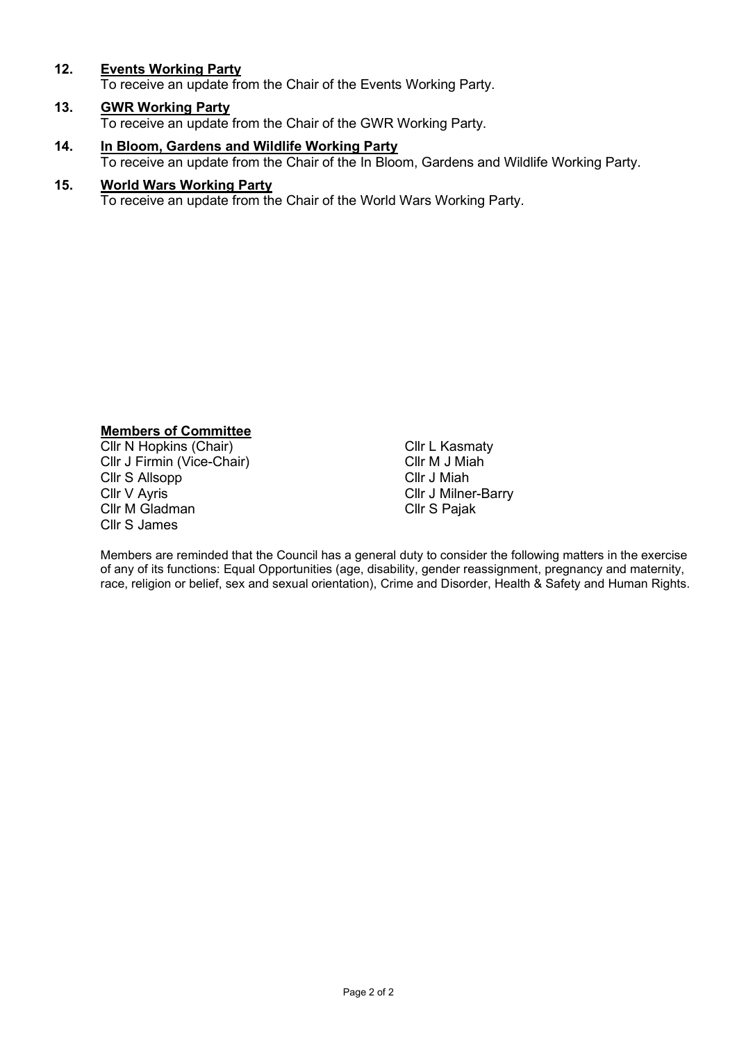**12. Events Working Party**

To receive an update from the Chair of the Events Working Party.

**13. GWR Working Party**

To receive an update from the Chair of the GWR Working Party.

**14. In Bloom, Gardens and Wildlife Working Party**

To receive an update from the Chair of the In Bloom, Gardens and Wildlife Working Party.

**15. World Wars Working Party**

To receive an update from the Chair of the World Wars Working Party.

**Members of Committee**

Cllr N Hopkins (Chair)
Cllr J Firmin (Vice-Chair)
Cllr S Allsopp
Cllr V Ayris
Cllr M Gladman
Cllr S James
Cllr L Kasmaty
Cllr M J Miah
Cllr J Miah
Cllr J Milner-Barry
Cllr S Pajak

Members are reminded that the Council has a general duty to consider the following matters in the exercise of any of its functions: Equal Opportunities (age, disability, gender reassignment, pregnancy and maternity, race, religion or belief, sex and sexual orientation), Crime and Disorder, Health & Safety and Human Rights.